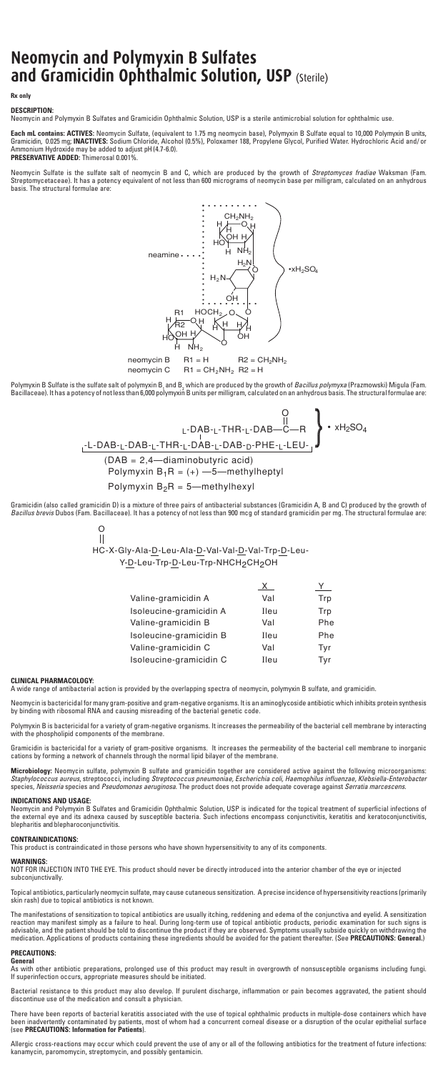# Neomycin and Polymyxin B Sulfates and Gramicidin Ophthalmic Solution, USP (Sterile)

**Rx only**

**DESCRIPTION:**

Neomycin and Polymyxin B Sulfates and Gramicidin Ophthalmic Solution, USP is a sterile antimicrobial solution for ophthalmic use.

**Each mL contains: ACTIVES:** Neomycin Sulfate, (equivalent to 1.75 mg neomycin base), Polymyxin B Sulfate equal to 10,000 Polymyxin B units, Gramicidin, 0.025 mg; **INACTIVES:** Sodium Chloride, Alcohol (0.5%), Poloxamer 188, Propylene Glycol, Purified Water. Hydrochloric Acid and/ or Ammonium Hydroxide may be added to adjust pH (4.7-6.0).

**PRESERVATIVE ADDED:** Thimerosal 0.001%.

Neomycin Sulfate is the sulfate salt of neomycin B and C, which are produced by the growth of *Streptomyces fradiae* Waksman (Fam. Streptomycetaceae). It has a potency equivalent of not less than 600 micrograms of neomycin base per milligram, calculated on an anhydrous basis. The structural formulae are:

neamine

$\cdot xH_2SO_4$

neomycin B R1 = H R2 = $CH_2NH_2$

neomycin C R1 = $CH_2NH_2$ R2 = H

Polymyxin B Sulfate is the sulfate salt of polymyxin $B_1$ and $B_2$ which are produced by the growth of *Bacillus polymyxa* (Prazmowski) Migula (Fam. Bacillaceae). It has a potency of not less than 6,000 polymyxin B units per milligram, calculated on an anhydrous basis. The structural formulae are:

L-DAB-L-THR-L-DAB—C(=O)—R

-L-DAB-L-DAB-L-THR-L-DAB-L-DAB-D-PHE-L-LEU- $\cdot xH_2SO_4$

(DAB = 2,4—diaminobutyric acid)

Polymyxin $B_1$R = (+) —5—methylheptyl

Polymyxin $B_2$R = 5—methylhexyl

Gramicidin (also called gramicidin D) is a mixture of three pairs of antibacterial substances (Gramicidin A, B and C) produced by the growth of *Bacillus brevis* Dubos (Fam. Bacillaceae). It has a potency of not less than 900 mcg of standard gramicidin per mg. The structural formulae are:

HC(=O)-X-Gly-Ala-D-Leu-Ala-D-Val-Val-D-Val-Trp-D-Leu-Y-D-Leu-Trp-D-Leu-Trp-$NHCH_2CH_2OH$

| | X | Y |
|---|---|---|
| Valine-gramicidin A | Val | Trp |
| Isoleucine-gramicidin A | Ileu | Trp |
| Valine-gramicidin B | Val | Phe |
| Isoleucine-gramicidin B | Ileu | Phe |
| Valine-gramicidin C | Val | Tyr |
| Isoleucine-gramicidin C | Ileu | Tyr |

**CLINICAL PHARMACOLOGY:**

A wide range of antibacterial action is provided by the overlapping spectra of neomycin, polymyxin B sulfate, and gramicidin.

Neomycin is bactericidal for many gram-positive and gram-negative organisms. It is an aminoglycoside antibiotic which inhibits protein synthesis by binding with ribosomal RNA and causing misreading of the bacterial genetic code.

Polymyxin B is bactericidal for a variety of gram-negative organisms. It increases the permeability of the bacterial cell membrane by interacting with the phospholipid components of the membrane.

Gramicidin is bactericidal for a variety of gram-positive organisms. It increases the permeability of the bacterial cell membrane to inorganic cations by forming a network of channels through the normal lipid bilayer of the membrane.

**Microbiology:** Neomycin sulfate, polymyxin B sulfate and gramicidin together are considered active against the following microorganisms: *Staphylococcus aureus*, streptococci, including *Streptococcus pneumoniae*, *Escherichia coli*, *Haemophilus influenzae*, *Klebsiella-Enterobacter* species, *Neisseria* species and *Pseudomonas aeruginosa*. The product does not provide adequate coverage against *Serratia marcescens*.

**INDICATIONS AND USAGE:**

Neomycin and Polymyxin B Sulfates and Gramicidin Ophthalmic Solution, USP is indicated for the topical treatment of superficial infections of the external eye and its adnexa caused by susceptible bacteria. Such infections encompass conjunctivitis, keratitis and keratoconjunctivitis, blepharitis and blepharoconjunctivitis.

**CONTRAINDICATIONS:**

This product is contraindicated in those persons who have shown hypersensitivity to any of its components.

**WARNINGS:**

NOT FOR INJECTION INTO THE EYE. This product should never be directly introduced into the anterior chamber of the eye or injected subconjunctivally.

Topical antibiotics, particularly neomycin sulfate, may cause cutaneous sensitization. A precise incidence of hypersensitivity reactions (primarily skin rash) due to topical antibiotics is not known.

The manifestations of sensitization to topical antibiotics are usually itching, reddening and edema of the conjunctiva and eyelid. A sensitization reaction may manifest simply as a failure to heal. During long-term use of topical antibiotic products, periodic examination for such signs is advisable, and the patient should be told to discontinue the product if they are observed. Symptoms usually subside quickly on withdrawing the medication. Applications of products containing these ingredients should be avoided for the patient thereafter. (See **PRECAUTIONS: General.**)

**PRECAUTIONS:**

**General**

As with other antibiotic preparations, prolonged use of this product may result in overgrowth of nonsusceptible organisms including fungi. If superinfection occurs, appropriate measures should be initiated.

Bacterial resistance to this product may also develop. If purulent discharge, inflammation or pain becomes aggravated, the patient should discontinue use of the medication and consult a physician.

There have been reports of bacterial keratitis associated with the use of topical ophthalmic products in multiple-dose containers which have been inadvertently contaminated by patients, most of whom had a concurrent corneal disease or a disruption of the ocular epithelial surface (see **PRECAUTIONS: Information for Patients**).

Allergic cross-reactions may occur which could prevent the use of any or all of the following antibiotics for the treatment of future infections: kanamycin, paromomycin, streptomycin, and possibly gentamicin.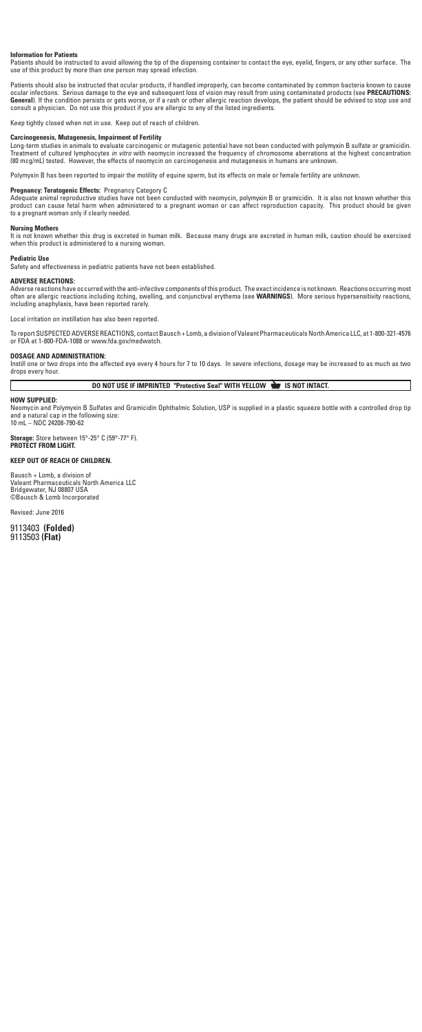**Information for Patients**
Patients should be instructed to avoid allowing the tip of the dispensing container to contact the eye, eyelid, fingers, or any other surface. The use of this product by more than one person may spread infection.

Patients should also be instructed that ocular products, if handled improperly, can become contaminated by common bacteria known to cause ocular infections. Serious damage to the eye and subsequent loss of vision may result from using contaminated products (see **PRECAUTIONS: General**). If the condition persists or gets worse, or if a rash or other allergic reaction develops, the patient should be advised to stop use and consult a physician. Do not use this product if you are allergic to any of the listed ingredients.

Keep tightly closed when not in use. Keep out of reach of children.

**Carcinogenesis, Mutagenesis, Impairment of Fertility**
Long-term studies in animals to evaluate carcinogenic or mutagenic potential have not been conducted with polymyxin B sulfate or gramicidin. Treatment of cultured lymphocytes *in vitro* with neomycin increased the frequency of chromosome aberrations at the highest concentration (80 mcg/mL) tested. However, the effects of neomycin on carcinogenesis and mutagenesis in humans are unknown.

Polymyxin B has been reported to impair the motility of equine sperm, but its effects on male or female fertility are unknown.

**Pregnancy: Teratogenic Effects:** Pregnancy Category C
Adequate animal reproductive studies have not been conducted with neomycin, polymyxin B or gramicidin. It is also not known whether this product can cause fetal harm when administered to a pregnant woman or can affect reproduction capacity. This product should be given to a pregnant woman only if clearly needed.

**Nursing Mothers**
It is not known whether this drug is excreted in human milk. Because many drugs are excreted in human milk, caution should be exercised when this product is administered to a nursing woman.

**Pediatric Use**
Safety and effectiveness in pediatric patients have not been established.

**ADVERSE REACTIONS:**
Adverse reactions have occurred with the anti-infective components of this product. The exact incidence is not known. Reactions occurring most often are allergic reactions including itching, swelling, and conjunctival erythema (see **WARNINGS**). More serious hypersensitivity reactions, including anaphylaxis, have been reported rarely.

Local irritation on instillation has also been reported.

To report SUSPECTED ADVERSE REACTIONS, contact Bausch + Lomb, a division of Valeant Pharmaceuticals North America LLC, at 1-800-321-4576 or FDA at 1-800-FDA-1088 or www.fda.gov/medwatch.

**DOSAGE AND ADMINISTRATION:**
Instill one or two drops into the affected eye every 4 hours for 7 to 10 days. In severe infections, dosage may be increased to as much as two drops every hour.

**DO NOT USE IF IMPRINTED "Protective Seal" WITH YELLOW IS NOT INTACT.**

**HOW SUPPLIED:**
Neomycin and Polymyxin B Sulfates and Gramicidin Ophthalmic Solution, USP is supplied in a plastic squeeze bottle with a controlled drop tip and a natural cap in the following size:
10 mL – NDC 24208-790-62

**Storage:** Store between 15°-25° C (59°-77° F).
**PROTECT FROM LIGHT.**

**KEEP OUT OF REACH OF CHILDREN.**

Bausch + Lomb, a division of
Valeant Pharmaceuticals North America LLC
Bridgewater, NJ 08807 USA
©Bausch & Lomb Incorporated

Revised: June 2016

9113403 **(Folded)**
9113503 **(Flat)**